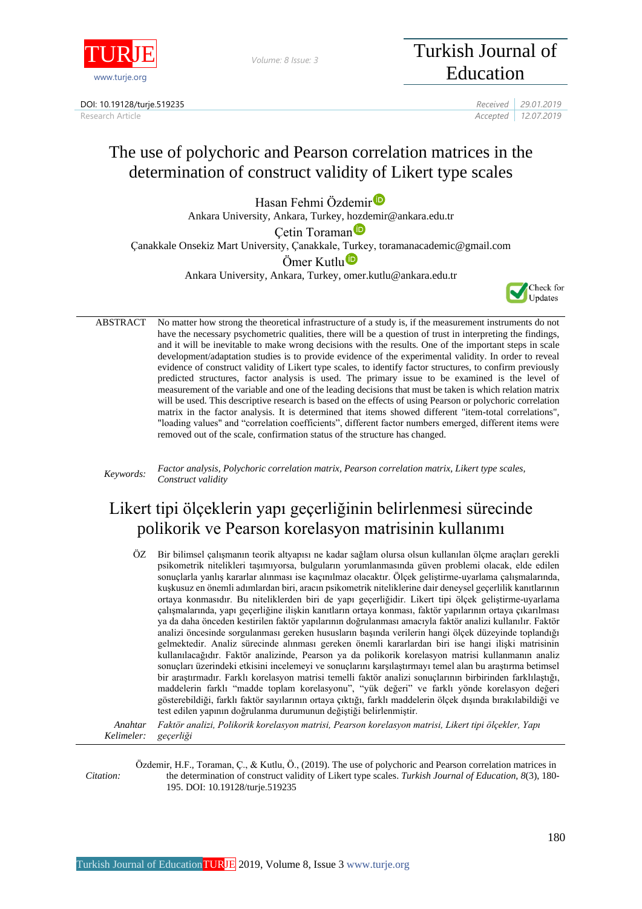DOI: 10.19128/turje.519235

Research Article

Received 29.01.2019

Accepted 12.07.2019

# The use of polychoric and Pearson correlation matrices in the determination of construct validity of Likert type scales

Hasan Fehmi Özdemir

Ankara University, Ankara, Turkey, hozdemir@ankara.edu.tr

Çetin Toraman

Çanakkale Onsekiz Mart University, Çanakkale, Turkey, toramanacademic@gmail.com

Ömer Kutlu

Ankara University, Ankara, Turkey, omer.kutlu@ankara.edu.tr

**ABSTRACT** No matter how strong the theoretical infrastructure of a study is, if the measurement instruments do not have the necessary psychometric qualities, there will be a question of trust in interpreting the findings, and it will be inevitable to make wrong decisions with the results. One of the important steps in scale development/adaptation studies is to provide evidence of the experimental validity. In order to reveal evidence of construct validity of Likert type scales, to identify factor structures, to confirm previously predicted structures, factor analysis is used. The primary issue to be examined is the level of measurement of the variable and one of the leading decisions that must be taken is which relation matrix will be used. This descriptive research is based on the effects of using Pearson or polychoric correlation matrix in the factor analysis. It is determined that items showed different "item-total correlations", "loading values" and "correlation coefficients", different factor numbers emerged, different items were removed out of the scale, confirmation status of the structure has changed.

*Keywords:* *Factor analysis, Polychoric correlation matrix, Pearson correlation matrix, Likert type scales, Construct validity*

# Likert tipi ölçeklerin yapı geçerliğinin belirlenmesi sürecinde polikorik ve Pearson korelasyon matrisinin kullanımı

**ÖZ** Bir bilimsel çalışmanın teorik altyapısı ne kadar sağlam olursa olsun kullanılan ölçme araçları gerekli psikometrik nitelikleri taşımıyorsa, bulguların yorumlanmasında güven problemi olacak, elde edilen sonuçlarla yanlış kararlar alınması ise kaçınılmaz olacaktır. Ölçek geliştirme-uyarlama çalışmalarında, kuşkusuz en önemli adımlardan biri, aracın psikometrik niteliklerine dair deneysel geçerlilik kanıtlarının ortaya konmasıdır. Bu niteliklerden biri de yapı geçerliğidir. Likert tipi ölçek geliştirme-uyarlama çalışmalarında, yapı geçerliğine ilişkin kanıtların ortaya konması, faktör yapılarının ortaya çıkarılması ya da daha önceden kestirilen faktör yapılarının doğrulanması amacıyla faktör analizi kullanılır. Faktör analizi öncesinde sorgulanması gereken hususların başında verilerin hangi ölçek düzeyinde toplandığı gelmektedir. Analiz sürecinde alınması gereken önemli kararlardan biri ise hangi ilişki matrisinin kullanılacağıdır. Faktör analizinde, Pearson ya da polikorik korelasyon matrisi kullanmanın analiz sonuçları üzerindeki etkisini incelemeyi ve sonuçlarını karşılaştırmayı temel alan bu araştırma betimsel bir araştırmadır. Farklı korelasyon matrisi temelli faktör analizi sonuçlarının birbirinden farklılaştığı, maddelerin farklı "madde toplam korelasyonu", "yük değeri" ve farklı yönde korelasyon değeri gösterebildiği, farklı faktör sayılarının ortaya çıktığı, farklı maddelerin ölçek dışında bırakılabildiği ve test edilen yapının doğrulanma durumunun değiştiği belirlenmiştir.

*Anahtar Kelimeler:* *Faktör analizi, Polikorik korelasyon matrisi, Pearson korelasyon matrisi, Likert tipi ölçekler, Yapı geçerliği*

*Citation:* Özdemir, H.F., Toraman, Ç., & Kutlu, Ö., (2019). The use of polychoric and Pearson correlation matrices in the determination of construct validity of Likert type scales. *Turkish Journal of Education*, *8*(3), 180-195. DOI: 10.19128/turje.519235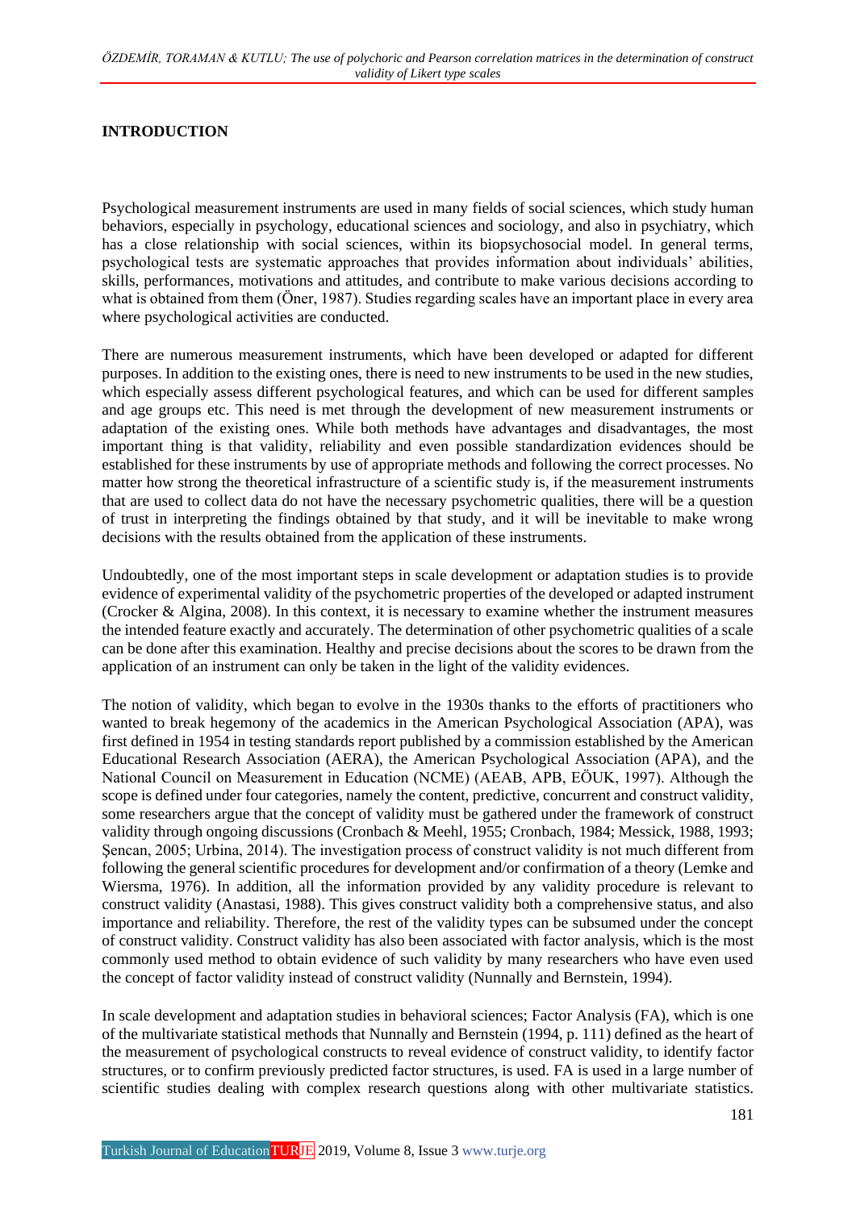## INTRODUCTION

Psychological measurement instruments are used in many fields of social sciences, which study human behaviors, especially in psychology, educational sciences and sociology, and also in psychiatry, which has a close relationship with social sciences, within its biopsychosocial model. In general terms, psychological tests are systematic approaches that provides information about individuals' abilities, skills, performances, motivations and attitudes, and contribute to make various decisions according to what is obtained from them (Öner, 1987). Studies regarding scales have an important place in every area where psychological activities are conducted.

There are numerous measurement instruments, which have been developed or adapted for different purposes. In addition to the existing ones, there is need to new instruments to be used in the new studies, which especially assess different psychological features, and which can be used for different samples and age groups etc. This need is met through the development of new measurement instruments or adaptation of the existing ones. While both methods have advantages and disadvantages, the most important thing is that validity, reliability and even possible standardization evidences should be established for these instruments by use of appropriate methods and following the correct processes. No matter how strong the theoretical infrastructure of a scientific study is, if the measurement instruments that are used to collect data do not have the necessary psychometric qualities, there will be a question of trust in interpreting the findings obtained by that study, and it will be inevitable to make wrong decisions with the results obtained from the application of these instruments.

Undoubtedly, one of the most important steps in scale development or adaptation studies is to provide evidence of experimental validity of the psychometric properties of the developed or adapted instrument (Crocker & Algina, 2008). In this context, it is necessary to examine whether the instrument measures the intended feature exactly and accurately. The determination of other psychometric qualities of a scale can be done after this examination. Healthy and precise decisions about the scores to be drawn from the application of an instrument can only be taken in the light of the validity evidences.

The notion of validity, which began to evolve in the 1930s thanks to the efforts of practitioners who wanted to break hegemony of the academics in the American Psychological Association (APA), was first defined in 1954 in testing standards report published by a commission established by the American Educational Research Association (AERA), the American Psychological Association (APA), and the National Council on Measurement in Education (NCME) (AEAB, APB, EÖUK, 1997). Although the scope is defined under four categories, namely the content, predictive, concurrent and construct validity, some researchers argue that the concept of validity must be gathered under the framework of construct validity through ongoing discussions (Cronbach & Meehl, 1955; Cronbach, 1984; Messick, 1988, 1993; Şencan, 2005; Urbina, 2014). The investigation process of construct validity is not much different from following the general scientific procedures for development and/or confirmation of a theory (Lemke and Wiersma, 1976). In addition, all the information provided by any validity procedure is relevant to construct validity (Anastasi, 1988). This gives construct validity both a comprehensive status, and also importance and reliability. Therefore, the rest of the validity types can be subsumed under the concept of construct validity. Construct validity has also been associated with factor analysis, which is the most commonly used method to obtain evidence of such validity by many researchers who have even used the concept of factor validity instead of construct validity (Nunnally and Bernstein, 1994).

In scale development and adaptation studies in behavioral sciences; Factor Analysis (FA), which is one of the multivariate statistical methods that Nunnally and Bernstein (1994, p. 111) defined as the heart of the measurement of psychological constructs to reveal evidence of construct validity, to identify factor structures, or to confirm previously predicted factor structures, is used. FA is used in a large number of scientific studies dealing with complex research questions along with other multivariate statistics.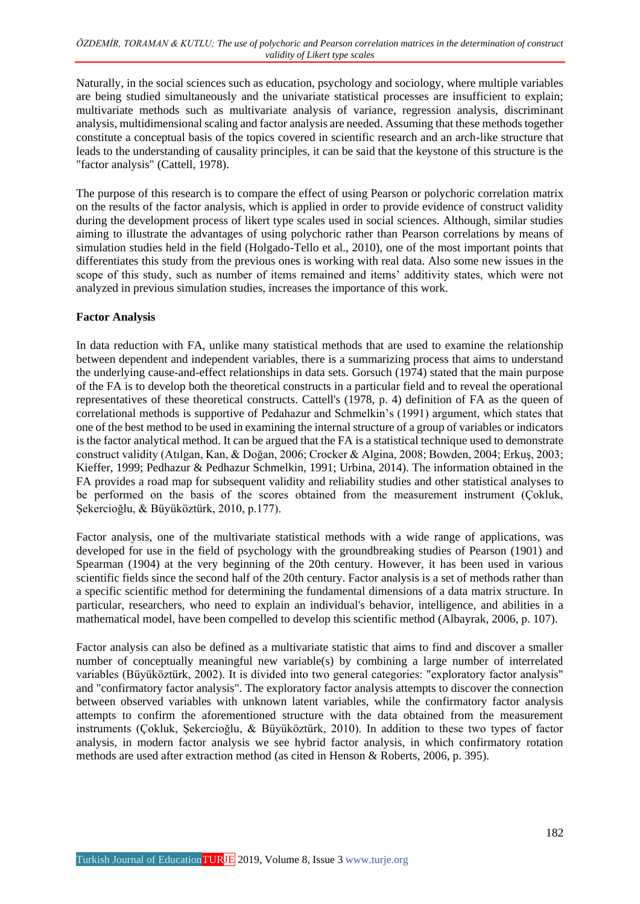Naturally, in the social sciences such as education, psychology and sociology, where multiple variables are being studied simultaneously and the univariate statistical processes are insufficient to explain; multivariate methods such as multivariate analysis of variance, regression analysis, discriminant analysis, multidimensional scaling and factor analysis are needed. Assuming that these methods together constitute a conceptual basis of the topics covered in scientific research and an arch-like structure that leads to the understanding of causality principles, it can be said that the keystone of this structure is the "factor analysis" (Cattell, 1978).

The purpose of this research is to compare the effect of using Pearson or polychoric correlation matrix on the results of the factor analysis, which is applied in order to provide evidence of construct validity during the development process of likert type scales used in social sciences. Although, similar studies aiming to illustrate the advantages of using polychoric rather than Pearson correlations by means of simulation studies held in the field (Holgado-Tello et al., 2010), one of the most important points that differentiates this study from the previous ones is working with real data. Also some new issues in the scope of this study, such as number of items remained and items' additivity states, which were not analyzed in previous simulation studies, increases the importance of this work.

**Factor Analysis**

In data reduction with FA, unlike many statistical methods that are used to examine the relationship between dependent and independent variables, there is a summarizing process that aims to understand the underlying cause-and-effect relationships in data sets. Gorsuch (1974) stated that the main purpose of the FA is to develop both the theoretical constructs in a particular field and to reveal the operational representatives of these theoretical constructs. Cattell's (1978, p. 4) definition of FA as the queen of correlational methods is supportive of Pedahazur and Schmelkin's (1991) argument, which states that one of the best method to be used in examining the internal structure of a group of variables or indicators is the factor analytical method. It can be argued that the FA is a statistical technique used to demonstrate construct validity (Atılgan, Kan, & Doğan, 2006; Crocker & Algina, 2008; Bowden, 2004; Erkuş, 2003; Kieffer, 1999; Pedhazur & Pedhazur Schmelkin, 1991; Urbina, 2014). The information obtained in the FA provides a road map for subsequent validity and reliability studies and other statistical analyses to be performed on the basis of the scores obtained from the measurement instrument (Çokluk, Şekercioğlu, & Büyüköztürk, 2010, p.177).

Factor analysis, one of the multivariate statistical methods with a wide range of applications, was developed for use in the field of psychology with the groundbreaking studies of Pearson (1901) and Spearman (1904) at the very beginning of the 20th century. However, it has been used in various scientific fields since the second half of the 20th century. Factor analysis is a set of methods rather than a specific scientific method for determining the fundamental dimensions of a data matrix structure. In particular, researchers, who need to explain an individual's behavior, intelligence, and abilities in a mathematical model, have been compelled to develop this scientific method (Albayrak, 2006, p. 107).

Factor analysis can also be defined as a multivariate statistic that aims to find and discover a smaller number of conceptually meaningful new variable(s) by combining a large number of interrelated variables (Büyüköztürk, 2002). It is divided into two general categories: "exploratory factor analysis" and "confirmatory factor analysis". The exploratory factor analysis attempts to discover the connection between observed variables with unknown latent variables, while the confirmatory factor analysis attempts to confirm the aforementioned structure with the data obtained from the measurement instruments (Çokluk, Şekercioğlu, & Büyüköztürk, 2010). In addition to these two types of factor analysis, in modern factor analysis we see hybrid factor analysis, in which confirmatory rotation methods are used after extraction method (as cited in Henson & Roberts, 2006, p. 395).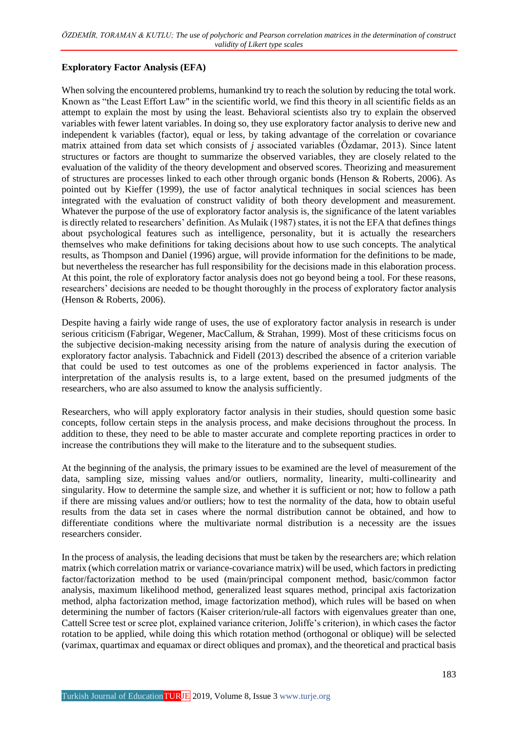### Exploratory Factor Analysis (EFA)

When solving the encountered problems, humankind try to reach the solution by reducing the total work. Known as "the Least Effort Law" in the scientific world, we find this theory in all scientific fields as an attempt to explain the most by using the least. Behavioral scientists also try to explain the observed variables with fewer latent variables. In doing so, they use exploratory factor analysis to derive new and independent k variables (factor), equal or less, by taking advantage of the correlation or covariance matrix attained from data set which consists of *j* associated variables (Özdamar, 2013). Since latent structures or factors are thought to summarize the observed variables, they are closely related to the evaluation of the validity of the theory development and observed scores. Theorizing and measurement of structures are processes linked to each other through organic bonds (Henson & Roberts, 2006). As pointed out by Kieffer (1999), the use of factor analytical techniques in social sciences has been integrated with the evaluation of construct validity of both theory development and measurement. Whatever the purpose of the use of exploratory factor analysis is, the significance of the latent variables is directly related to researchers' definition. As Mulaik (1987) states, it is not the EFA that defines things about psychological features such as intelligence, personality, but it is actually the researchers themselves who make definitions for taking decisions about how to use such concepts. The analytical results, as Thompson and Daniel (1996) argue, will provide information for the definitions to be made, but nevertheless the researcher has full responsibility for the decisions made in this elaboration process. At this point, the role of exploratory factor analysis does not go beyond being a tool. For these reasons, researchers' decisions are needed to be thought thoroughly in the process of exploratory factor analysis (Henson & Roberts, 2006).

Despite having a fairly wide range of uses, the use of exploratory factor analysis in research is under serious criticism (Fabrigar, Wegener, MacCallum, & Strahan, 1999). Most of these criticisms focus on the subjective decision-making necessity arising from the nature of analysis during the execution of exploratory factor analysis. Tabachnick and Fidell (2013) described the absence of a criterion variable that could be used to test outcomes as one of the problems experienced in factor analysis. The interpretation of the analysis results is, to a large extent, based on the presumed judgments of the researchers, who are also assumed to know the analysis sufficiently.

Researchers, who will apply exploratory factor analysis in their studies, should question some basic concepts, follow certain steps in the analysis process, and make decisions throughout the process. In addition to these, they need to be able to master accurate and complete reporting practices in order to increase the contributions they will make to the literature and to the subsequent studies.

At the beginning of the analysis, the primary issues to be examined are the level of measurement of the data, sampling size, missing values and/or outliers, normality, linearity, multi-collinearity and singularity. How to determine the sample size, and whether it is sufficient or not; how to follow a path if there are missing values and/or outliers; how to test the normality of the data, how to obtain useful results from the data set in cases where the normal distribution cannot be obtained, and how to differentiate conditions where the multivariate normal distribution is a necessity are the issues researchers consider.

In the process of analysis, the leading decisions that must be taken by the researchers are; which relation matrix (which correlation matrix or variance-covariance matrix) will be used, which factors in predicting factor/factorization method to be used (main/principal component method, basic/common factor analysis, maximum likelihood method, generalized least squares method, principal axis factorization method, alpha factorization method, image factorization method), which rules will be based on when determining the number of factors (Kaiser criterion/rule-all factors with eigenvalues greater than one, Cattell Scree test or scree plot, explained variance criterion, Joliffe's criterion), in which cases the factor rotation to be applied, while doing this which rotation method (orthogonal or oblique) will be selected (varimax, quartimax and equamax or direct obliques and promax), and the theoretical and practical basis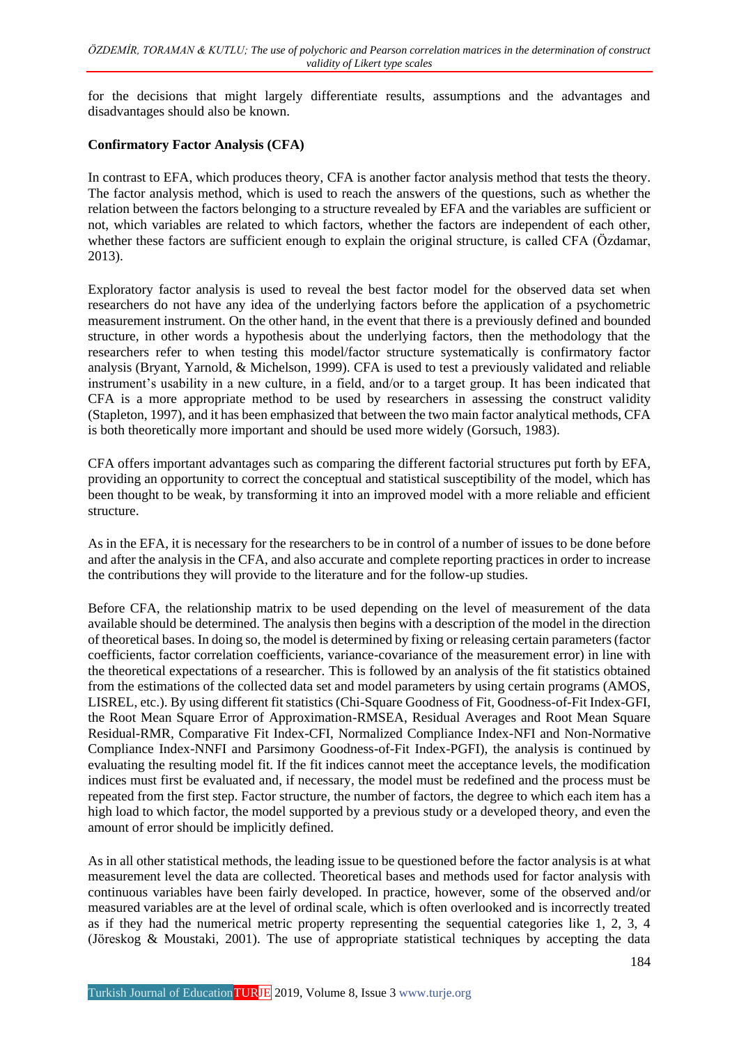for the decisions that might largely differentiate results, assumptions and the advantages and disadvantages should also be known.

## Confirmatory Factor Analysis (CFA)

In contrast to EFA, which produces theory, CFA is another factor analysis method that tests the theory. The factor analysis method, which is used to reach the answers of the questions, such as whether the relation between the factors belonging to a structure revealed by EFA and the variables are sufficient or not, which variables are related to which factors, whether the factors are independent of each other, whether these factors are sufficient enough to explain the original structure, is called CFA (Özdamar, 2013).

Exploratory factor analysis is used to reveal the best factor model for the observed data set when researchers do not have any idea of the underlying factors before the application of a psychometric measurement instrument. On the other hand, in the event that there is a previously defined and bounded structure, in other words a hypothesis about the underlying factors, then the methodology that the researchers refer to when testing this model/factor structure systematically is confirmatory factor analysis (Bryant, Yarnold, & Michelson, 1999). CFA is used to test a previously validated and reliable instrument's usability in a new culture, in a field, and/or to a target group. It has been indicated that CFA is a more appropriate method to be used by researchers in assessing the construct validity (Stapleton, 1997), and it has been emphasized that between the two main factor analytical methods, CFA is both theoretically more important and should be used more widely (Gorsuch, 1983).

CFA offers important advantages such as comparing the different factorial structures put forth by EFA, providing an opportunity to correct the conceptual and statistical susceptibility of the model, which has been thought to be weak, by transforming it into an improved model with a more reliable and efficient structure.

As in the EFA, it is necessary for the researchers to be in control of a number of issues to be done before and after the analysis in the CFA, and also accurate and complete reporting practices in order to increase the contributions they will provide to the literature and for the follow-up studies.

Before CFA, the relationship matrix to be used depending on the level of measurement of the data available should be determined. The analysis then begins with a description of the model in the direction of theoretical bases. In doing so, the model is determined by fixing or releasing certain parameters (factor coefficients, factor correlation coefficients, variance-covariance of the measurement error) in line with the theoretical expectations of a researcher. This is followed by an analysis of the fit statistics obtained from the estimations of the collected data set and model parameters by using certain programs (AMOS, LISREL, etc.). By using different fit statistics (Chi-Square Goodness of Fit, Goodness-of-Fit Index-GFI, the Root Mean Square Error of Approximation-RMSEA, Residual Averages and Root Mean Square Residual-RMR, Comparative Fit Index-CFI, Normalized Compliance Index-NFI and Non-Normative Compliance Index-NNFI and Parsimony Goodness-of-Fit Index-PGFI), the analysis is continued by evaluating the resulting model fit. If the fit indices cannot meet the acceptance levels, the modification indices must first be evaluated and, if necessary, the model must be redefined and the process must be repeated from the first step. Factor structure, the number of factors, the degree to which each item has a high load to which factor, the model supported by a previous study or a developed theory, and even the amount of error should be implicitly defined.

As in all other statistical methods, the leading issue to be questioned before the factor analysis is at what measurement level the data are collected. Theoretical bases and methods used for factor analysis with continuous variables have been fairly developed. In practice, however, some of the observed and/or measured variables are at the level of ordinal scale, which is often overlooked and is incorrectly treated as if they had the numerical metric property representing the sequential categories like 1, 2, 3, 4 (Jöreskog & Moustaki, 2001). The use of appropriate statistical techniques by accepting the data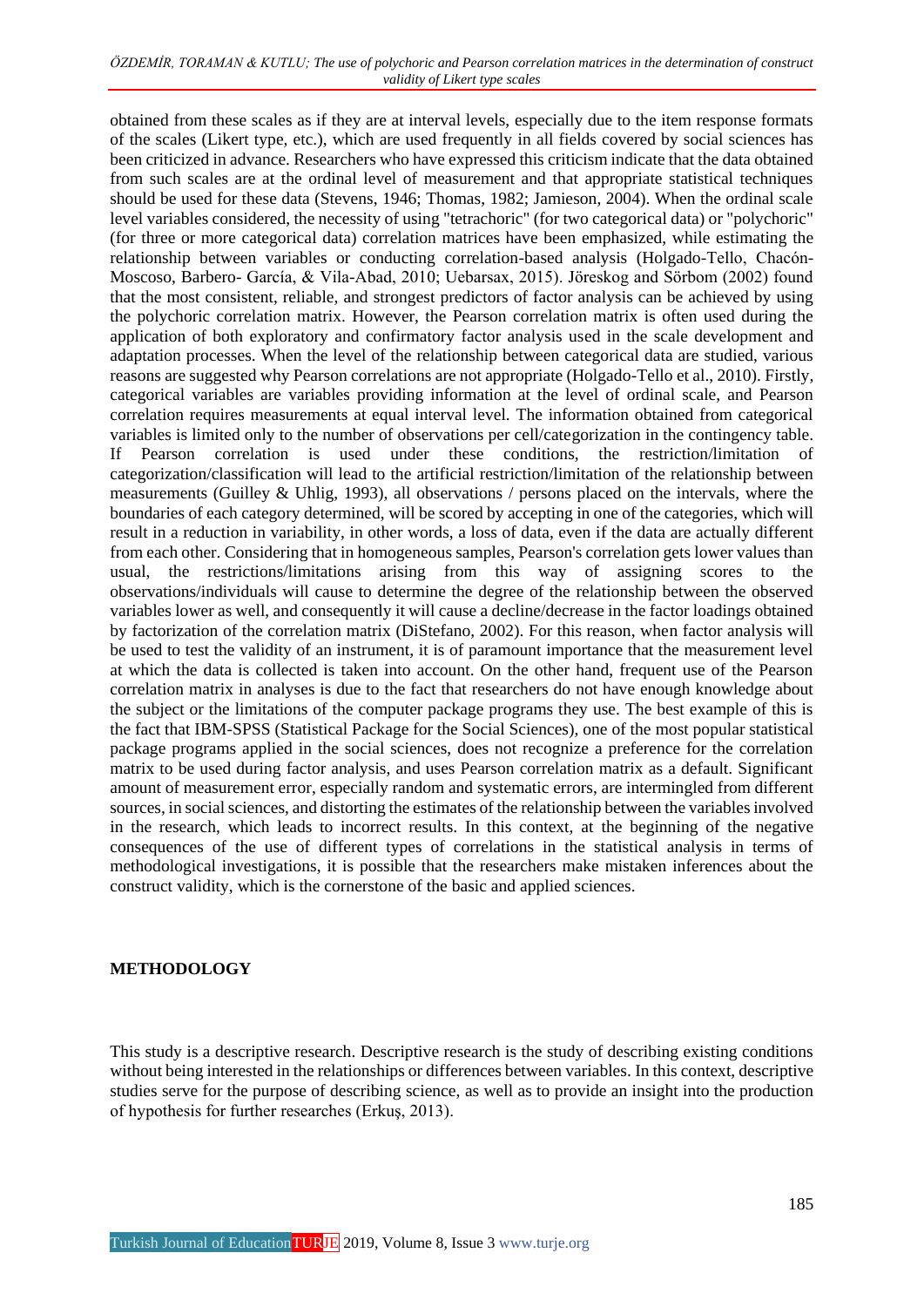obtained from these scales as if they are at interval levels, especially due to the item response formats of the scales (Likert type, etc.), which are used frequently in all fields covered by social sciences has been criticized in advance. Researchers who have expressed this criticism indicate that the data obtained from such scales are at the ordinal level of measurement and that appropriate statistical techniques should be used for these data (Stevens, 1946; Thomas, 1982; Jamieson, 2004). When the ordinal scale level variables considered, the necessity of using "tetrachoric" (for two categorical data) or "polychoric" (for three or more categorical data) correlation matrices have been emphasized, while estimating the relationship between variables or conducting correlation-based analysis (Holgado-Tello, Chacón-Moscoso, Barbero- García, & Vila-Abad, 2010; Uebarsax, 2015). Jöreskog and Sörbom (2002) found that the most consistent, reliable, and strongest predictors of factor analysis can be achieved by using the polychoric correlation matrix. However, the Pearson correlation matrix is often used during the application of both exploratory and confirmatory factor analysis used in the scale development and adaptation processes. When the level of the relationship between categorical data are studied, various reasons are suggested why Pearson correlations are not appropriate (Holgado-Tello et al., 2010). Firstly, categorical variables are variables providing information at the level of ordinal scale, and Pearson correlation requires measurements at equal interval level. The information obtained from categorical variables is limited only to the number of observations per cell/categorization in the contingency table. If Pearson correlation is used under these conditions, the restriction/limitation of categorization/classification will lead to the artificial restriction/limitation of the relationship between measurements (Guilley & Uhlig, 1993), all observations / persons placed on the intervals, where the boundaries of each category determined, will be scored by accepting in one of the categories, which will result in a reduction in variability, in other words, a loss of data, even if the data are actually different from each other. Considering that in homogeneous samples, Pearson's correlation gets lower values than usual, the restrictions/limitations arising from this way of assigning scores to the observations/individuals will cause to determine the degree of the relationship between the observed variables lower as well, and consequently it will cause a decline/decrease in the factor loadings obtained by factorization of the correlation matrix (DiStefano, 2002). For this reason, when factor analysis will be used to test the validity of an instrument, it is of paramount importance that the measurement level at which the data is collected is taken into account. On the other hand, frequent use of the Pearson correlation matrix in analyses is due to the fact that researchers do not have enough knowledge about the subject or the limitations of the computer package programs they use. The best example of this is the fact that IBM-SPSS (Statistical Package for the Social Sciences), one of the most popular statistical package programs applied in the social sciences, does not recognize a preference for the correlation matrix to be used during factor analysis, and uses Pearson correlation matrix as a default. Significant amount of measurement error, especially random and systematic errors, are intermingled from different sources, in social sciences, and distorting the estimates of the relationship between the variables involved in the research, which leads to incorrect results. In this context, at the beginning of the negative consequences of the use of different types of correlations in the statistical analysis in terms of methodological investigations, it is possible that the researchers make mistaken inferences about the construct validity, which is the cornerstone of the basic and applied sciences.

## METHODOLOGY

This study is a descriptive research. Descriptive research is the study of describing existing conditions without being interested in the relationships or differences between variables. In this context, descriptive studies serve for the purpose of describing science, as well as to provide an insight into the production of hypothesis for further researches (Erkuş, 2013).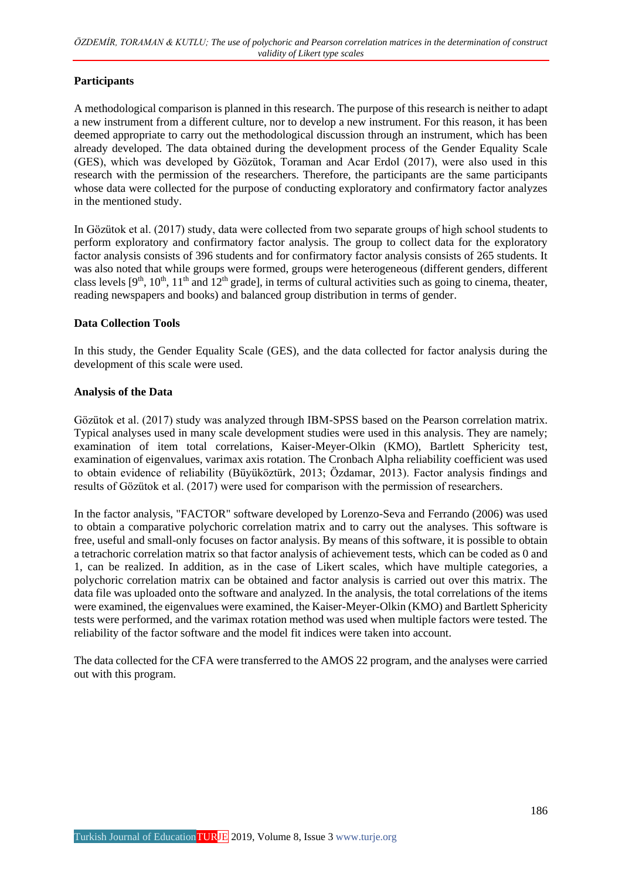### Participants

A methodological comparison is planned in this research. The purpose of this research is neither to adapt a new instrument from a different culture, nor to develop a new instrument. For this reason, it has been deemed appropriate to carry out the methodological discussion through an instrument, which has been already developed. The data obtained during the development process of the Gender Equality Scale (GES), which was developed by Gözütok, Toraman and Acar Erdol (2017), were also used in this research with the permission of the researchers. Therefore, the participants are the same participants whose data were collected for the purpose of conducting exploratory and confirmatory factor analyzes in the mentioned study.

In Gözütok et al. (2017) study, data were collected from two separate groups of high school students to perform exploratory and confirmatory factor analysis. The group to collect data for the exploratory factor analysis consists of 396 students and for confirmatory factor analysis consists of 265 students. It was also noted that while groups were formed, groups were heterogeneous (different genders, different class levels [9th, 10th, 11th and 12th grade], in terms of cultural activities such as going to cinema, theater, reading newspapers and books) and balanced group distribution in terms of gender.

### Data Collection Tools

In this study, the Gender Equality Scale (GES), and the data collected for factor analysis during the development of this scale were used.

### Analysis of the Data

Gözütok et al. (2017) study was analyzed through IBM-SPSS based on the Pearson correlation matrix. Typical analyses used in many scale development studies were used in this analysis. They are namely; examination of item total correlations, Kaiser-Meyer-Olkin (KMO), Bartlett Sphericity test, examination of eigenvalues, varimax axis rotation. The Cronbach Alpha reliability coefficient was used to obtain evidence of reliability (Büyüköztürk, 2013; Özdamar, 2013). Factor analysis findings and results of Gözütok et al. (2017) were used for comparison with the permission of researchers.

In the factor analysis, "FACTOR" software developed by Lorenzo-Seva and Ferrando (2006) was used to obtain a comparative polychoric correlation matrix and to carry out the analyses. This software is free, useful and small-only focuses on factor analysis. By means of this software, it is possible to obtain a tetrachoric correlation matrix so that factor analysis of achievement tests, which can be coded as 0 and 1, can be realized. In addition, as in the case of Likert scales, which have multiple categories, a polychoric correlation matrix can be obtained and factor analysis is carried out over this matrix. The data file was uploaded onto the software and analyzed. In the analysis, the total correlations of the items were examined, the eigenvalues were examined, the Kaiser-Meyer-Olkin (KMO) and Bartlett Sphericity tests were performed, and the varimax rotation method was used when multiple factors were tested. The reliability of the factor software and the model fit indices were taken into account.

The data collected for the CFA were transferred to the AMOS 22 program, and the analyses were carried out with this program.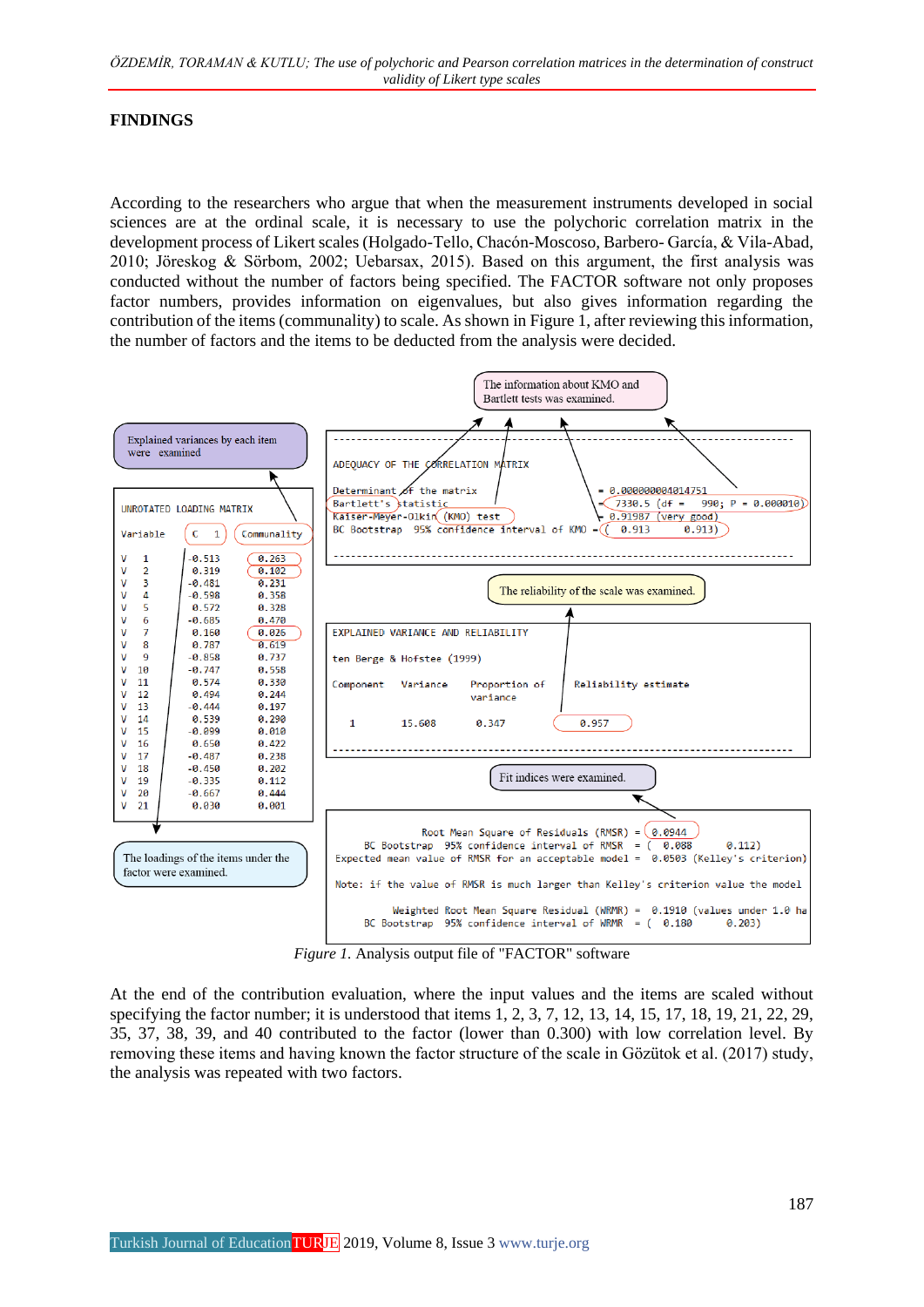## FINDINGS

According to the researchers who argue that when the measurement instruments developed in social sciences are at the ordinal scale, it is necessary to use the polychoric correlation matrix in the development process of Likert scales (Holgado-Tello, Chacón-Moscoso, Barbero- García, & Vila-Abad, 2010; Jöreskog & Sörbom, 2002; Uebarsax, 2015). Based on this argument, the first analysis was conducted without the number of factors being specified. The FACTOR software not only proposes factor numbers, provides information on eigenvalues, but also gives information regarding the contribution of the items (communality) to scale. As shown in Figure 1, after reviewing this information, the number of factors and the items to be deducted from the analysis were decided.

```
Explained variances by each item were examined

UNROTATED LOADING MATRIX

Variable     C  1      Communality

V    1      -0.513      0.263
V    2       0.319      0.102
V    3      -0.481      0.231
V    4      -0.598      0.358
V    5       0.572      0.328
V    6      -0.685      0.470
V    7       0.160      0.026
V    8       0.787      0.619
V    9      -0.858      0.737
V   10      -0.747      0.558
V   11       0.574      0.330
V   12       0.494      0.244
V   13      -0.444      0.197
V   14       0.539      0.290
V   15      -0.099      0.010
V   16       0.650      0.422
V   17      -0.487      0.238
V   18      -0.450      0.202
V   19      -0.335      0.112
V   20      -0.667      0.444
V   21       0.030      0.001

The loadings of the items under the factor were examined.

The information about KMO and Bartlett tests was examined.

ADEQUACY OF THE CORRELATION MATRIX

Determinant of the matrix                          = 0.000000004014751
Bartlett's statistic                               = 7330.5 (df =    990; P = 0.000010)
Kaiser-Meyer-Olkin (KMO) test                      = 0.91987 (very good)
BC Bootstrap  95% confidence interval of KMO       = ( 0.913        0.913)

The reliability of the scale was examined.

EXPLAINED VARIANCE AND RELIABILITY

ten Berge & Hofstee (1999)

Component    Variance    Proportion of     Reliability estimate
                         variance

1            15.608      0.347             0.957

Fit indices were examined.

        Root Mean Square of Residuals (RMSR) = 0.0944
  BC Bootstrap  95% confidence interval of RMSR = (  0.088       0.112)
Expected mean value of RMSR for an acceptable model =  0.0503 (Kelley's criterion)

Note: if the value of RMSR is much larger than Kelley's criterion value the model

        Weighted Root Mean Square Residual (WRMR) =  0.1910 (values under 1.0 ha
  BC Bootstrap  95% confidence interval of WRMR = (  0.180       0.203)
```

*Figure 1.* Analysis output file of "FACTOR" software

At the end of the contribution evaluation, where the input values and the items are scaled without specifying the factor number; it is understood that items 1, 2, 3, 7, 12, 13, 14, 15, 17, 18, 19, 21, 22, 29, 35, 37, 38, 39, and 40 contributed to the factor (lower than 0.300) with low correlation level. By removing these items and having known the factor structure of the scale in Gözütok et al. (2017) study, the analysis was repeated with two factors.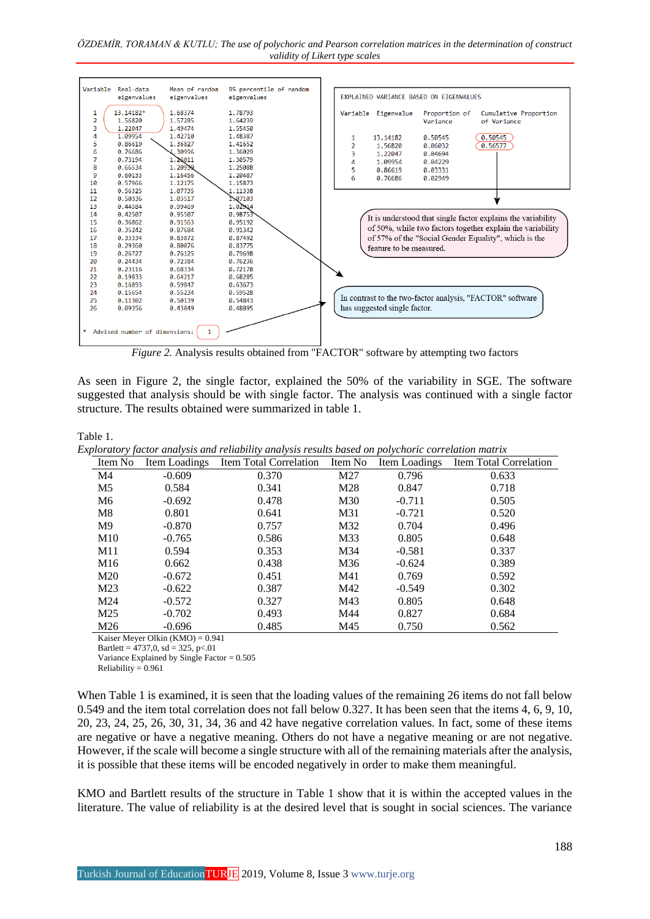| Variable | Real-data eigenvalues | Mean of random eigenvalues | 95 percentile of random eigenvalues |
|---|---|---|---|
| 1 | 13.14182* | 1.68374 | 1.78793 |
| 2 | 1.56820 | 1.57285 | 1.64239 |
| 3 | 1.22047 | 1.49474 | 1.55450 |
| 4 | 1.09954 | 1.42710 | 1.48387 |
| 5 | 0.86619 | 1.36827 | 1.41652 |
| 6 | 0.76686 | 1.30996 | 1.36029 |
| 7 | 0.73194 | 1.26011 | 1.30579 |
| 8 | 0.66534 | 1.20939 | 1.25088 |
| 9 | 0.60133 | 1.16456 | 1.20487 |
| 10 | 0.57966 | 1.12175 | 1.15873 |
| 11 | 0.56325 | 1.07735 | 1.11338 |
| 12 | 0.50336 | 1.03517 | 1.07103 |
| 13 | 0.44584 | 0.99469 | 1.02914 |
| 14 | 0.42507 | 0.95507 | 0.98753 |
| 15 | 0.36862 | 0.91563 | 0.95192 |
| 16 | 0.35242 | 0.87684 | 0.91342 |
| 17 | 0.33334 | 0.83872 | 0.87492 |
| 18 | 0.29360 | 0.80076 | 0.83775 |
| 19 | 0.26727 | 0.76125 | 0.79698 |
| 20 | 0.24434 | 0.72384 | 0.76236 |
| 21 | 0.23116 | 0.68334 | 0.72178 |
| 22 | 0.19833 | 0.64217 | 0.68285 |
| 23 | 0.16893 | 0.59847 | 0.63673 |
| 24 | 0.15654 | 0.55234 | 0.59528 |
| 25 | 0.11382 | 0.50139 | 0.54843 |
| 26 | 0.09356 | 0.43049 | 0.48895 |

* Advised number of dimensions: 1

EXPLAINED VARIANCE BASED ON EIGENVALUES

| Variable | Eigenvalue | Proportion of Variance | Cumulative Proportion of Variance |
|---|---|---|---|
| 1 | 13.14182 | 0.50545 | 0.50545 |
| 2 | 1.56820 | 0.06032 | 0.56577 |
| 3 | 1.22047 | 0.04694 | |
| 4 | 1.09954 | 0.04229 | |
| 5 | 0.86619 | 0.03331 | |
| 6 | 0.76686 | 0.02949 | |

It is understood that single factor explains the variability of 50%, while two factors together explain the variability of 57% of the "Social Gender Equality", which is the feature to be measured.

In contrast to the two-factor analysis, "FACTOR" software has suggested single factor.

*Figure 2.* Analysis results obtained from "FACTOR" software by attempting two factors

As seen in Figure 2, the single factor, explained the 50% of the variability in SGE. The software suggested that analysis should be with single factor. The analysis was continued with a single factor structure. The results obtained were summarized in table 1.

Table 1.
*Exploratory factor analysis and reliability analysis results based on polychoric correlation matrix*

| Item No | Item Loadings | Item Total Correlation | Item No | Item Loadings | Item Total Correlation |
|---|---|---|---|---|---|
| M4 | -0.609 | 0.370 | M27 | 0.796 | 0.633 |
| M5 | 0.584 | 0.341 | M28 | 0.847 | 0.718 |
| M6 | -0.692 | 0.478 | M30 | -0.711 | 0.505 |
| M8 | 0.801 | 0.641 | M31 | -0.721 | 0.520 |
| M9 | -0.870 | 0.757 | M32 | 0.704 | 0.496 |
| M10 | -0.765 | 0.586 | M33 | 0.805 | 0.648 |
| M11 | 0.594 | 0.353 | M34 | -0.581 | 0.337 |
| M16 | 0.662 | 0.438 | M36 | -0.624 | 0.389 |
| M20 | -0.672 | 0.451 | M41 | 0.769 | 0.592 |
| M23 | -0.622 | 0.387 | M42 | -0.549 | 0.302 |
| M24 | -0.572 | 0.327 | M43 | 0.805 | 0.648 |
| M25 | -0.702 | 0.493 | M44 | 0.827 | 0.684 |
| M26 | -0.696 | 0.485 | M45 | 0.750 | 0.562 |

Kaiser Meyer Olkin (KMO) = 0.941
Bartlett = 4737,0, sd = 325, p<.01
Variance Explained by Single Factor = 0.505
Reliability = 0.961

When Table 1 is examined, it is seen that the loading values of the remaining 26 items do not fall below 0.549 and the item total correlation does not fall below 0.327. It has been seen that the items 4, 6, 9, 10, 20, 23, 24, 25, 26, 30, 31, 34, 36 and 42 have negative correlation values. In fact, some of these items are negative or have a negative meaning. Others do not have a negative meaning or are not negative. However, if the scale will become a single structure with all of the remaining materials after the analysis, it is possible that these items will be encoded negatively in order to make them meaningful.

KMO and Bartlett results of the structure in Table 1 show that it is within the accepted values in the literature. The value of reliability is at the desired level that is sought in social sciences. The variance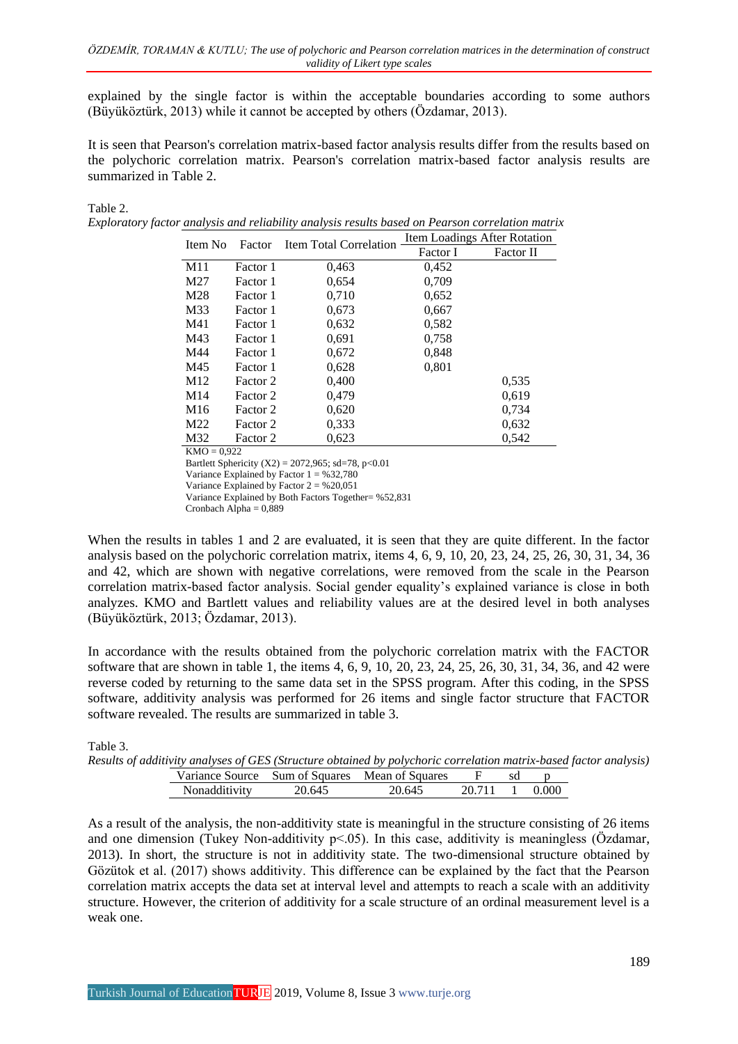explained by the single factor is within the acceptable boundaries according to some authors (Büyüköztürk, 2013) while it cannot be accepted by others (Özdamar, 2013).

It is seen that Pearson's correlation matrix-based factor analysis results differ from the results based on the polychoric correlation matrix. Pearson's correlation matrix-based factor analysis results are summarized in Table 2.

Table 2.

*Exploratory factor analysis and reliability analysis results based on Pearson correlation matrix*

| Item No | Factor | Item Total Correlation | Item Loadings After Rotation | |
|---|---|---|---|---|
| | | | Factor I | Factor II |
| M11 | Factor 1 | 0,463 | 0,452 | |
| M27 | Factor 1 | 0,654 | 0,709 | |
| M28 | Factor 1 | 0,710 | 0,652 | |
| M33 | Factor 1 | 0,673 | 0,667 | |
| M41 | Factor 1 | 0,632 | 0,582 | |
| M43 | Factor 1 | 0,691 | 0,758 | |
| M44 | Factor 1 | 0,672 | 0,848 | |
| M45 | Factor 1 | 0,628 | 0,801 | |
| M12 | Factor 2 | 0,400 | | 0,535 |
| M14 | Factor 2 | 0,479 | | 0,619 |
| M16 | Factor 2 | 0,620 | | 0,734 |
| M22 | Factor 2 | 0,333 | | 0,632 |
| M32 | Factor 2 | 0,623 | | 0,542 |

KMO = 0,922
Bartlett Sphericity (X2) = 2072,965; sd=78, p<0.01
Variance Explained by Factor 1 = %32,780
Variance Explained by Factor 2 = %20,051
Variance Explained by Both Factors Together= %52,831
Cronbach Alpha = 0,889

When the results in tables 1 and 2 are evaluated, it is seen that they are quite different. In the factor analysis based on the polychoric correlation matrix, items 4, 6, 9, 10, 20, 23, 24, 25, 26, 30, 31, 34, 36 and 42, which are shown with negative correlations, were removed from the scale in the Pearson correlation matrix-based factor analysis. Social gender equality's explained variance is close in both analyzes. KMO and Bartlett values and reliability values are at the desired level in both analyses (Büyüköztürk, 2013; Özdamar, 2013).

In accordance with the results obtained from the polychoric correlation matrix with the FACTOR software that are shown in table 1, the items 4, 6, 9, 10, 20, 23, 24, 25, 26, 30, 31, 34, 36, and 42 were reverse coded by returning to the same data set in the SPSS program. After this coding, in the SPSS software, additivity analysis was performed for 26 items and single factor structure that FACTOR software revealed. The results are summarized in table 3.

Table 3.

*Results of additivity analyses of GES (Structure obtained by polychoric correlation matrix-based factor analysis)*

| Variance Source | Sum of Squares | Mean of Squares | F | sd | p |
|---|---|---|---|---|---|
| Nonadditivity | 20.645 | 20.645 | 20.711 | 1 | 0.000 |

As a result of the analysis, the non-additivity state is meaningful in the structure consisting of 26 items and one dimension (Tukey Non-additivity $p<.05$). In this case, additivity is meaningless (Özdamar, 2013). In short, the structure is not in additivity state. The two-dimensional structure obtained by Gözütok et al. (2017) shows additivity. This difference can be explained by the fact that the Pearson correlation matrix accepts the data set at interval level and attempts to reach a scale with an additivity structure. However, the criterion of additivity for a scale structure of an ordinal measurement level is a weak one.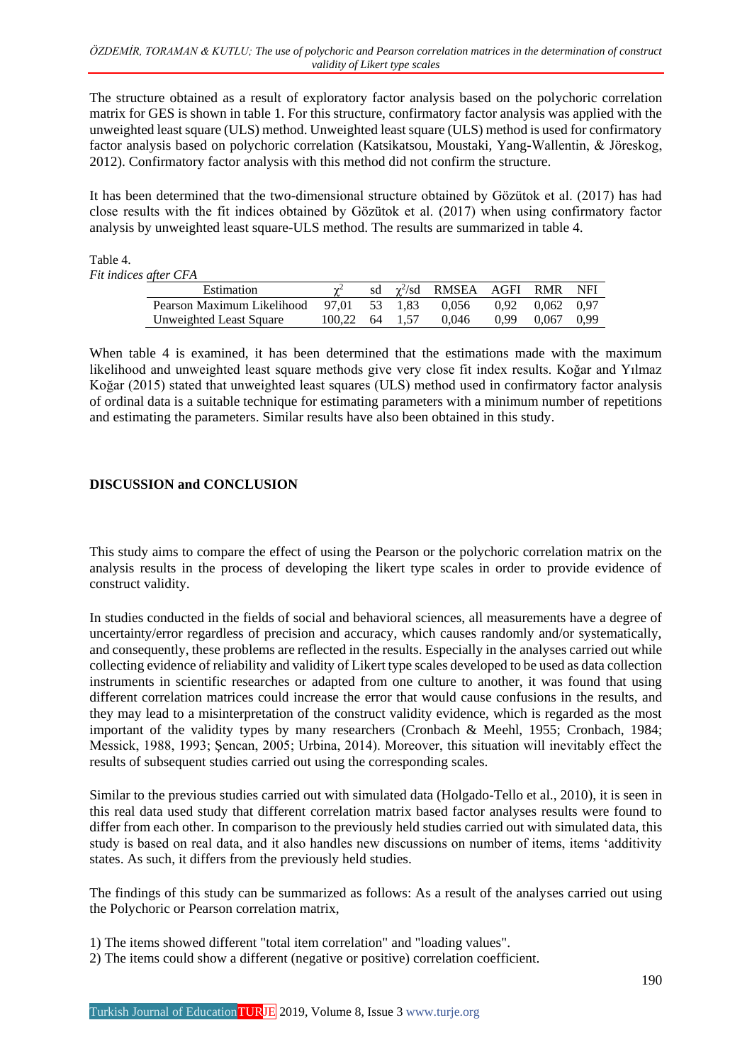The structure obtained as a result of exploratory factor analysis based on the polychoric correlation matrix for GES is shown in table 1. For this structure, confirmatory factor analysis was applied with the unweighted least square (ULS) method. Unweighted least square (ULS) method is used for confirmatory factor analysis based on polychoric correlation (Katsikatsou, Moustaki, Yang-Wallentin, & Jöreskog, 2012). Confirmatory factor analysis with this method did not confirm the structure.

It has been determined that the two-dimensional structure obtained by Gözütok et al. (2017) has had close results with the fit indices obtained by Gözütok et al. (2017) when using confirmatory factor analysis by unweighted least square-ULS method. The results are summarized in table 4.

Table 4.
*Fit indices after CFA*

| Estimation | $\chi^2$ | sd | $\chi^2$/sd | RMSEA | AGFI | RMR | NFI |
|---|---|---|---|---|---|---|---|
| Pearson Maximum Likelihood | 97,01 | 53 | 1,83 | 0,056 | 0,92 | 0,062 | 0,97 |
| Unweighted Least Square | 100,22 | 64 | 1,57 | 0,046 | 0,99 | 0,067 | 0,99 |

When table 4 is examined, it has been determined that the estimations made with the maximum likelihood and unweighted least square methods give very close fit index results. Koğar and Yılmaz Koğar (2015) stated that unweighted least squares (ULS) method used in confirmatory factor analysis of ordinal data is a suitable technique for estimating parameters with a minimum number of repetitions and estimating the parameters. Similar results have also been obtained in this study.

## DISCUSSION and CONCLUSION

This study aims to compare the effect of using the Pearson or the polychoric correlation matrix on the analysis results in the process of developing the likert type scales in order to provide evidence of construct validity.

In studies conducted in the fields of social and behavioral sciences, all measurements have a degree of uncertainty/error regardless of precision and accuracy, which causes randomly and/or systematically, and consequently, these problems are reflected in the results. Especially in the analyses carried out while collecting evidence of reliability and validity of Likert type scales developed to be used as data collection instruments in scientific researches or adapted from one culture to another, it was found that using different correlation matrices could increase the error that would cause confusions in the results, and they may lead to a misinterpretation of the construct validity evidence, which is regarded as the most important of the validity types by many researchers (Cronbach & Meehl, 1955; Cronbach, 1984; Messick, 1988, 1993; Şencan, 2005; Urbina, 2014). Moreover, this situation will inevitably effect the results of subsequent studies carried out using the corresponding scales.

Similar to the previous studies carried out with simulated data (Holgado-Tello et al., 2010), it is seen in this real data used study that different correlation matrix based factor analyses results were found to differ from each other. In comparison to the previously held studies carried out with simulated data, this study is based on real data, and it also handles new discussions on number of items, items 'additivity states. As such, it differs from the previously held studies.

The findings of this study can be summarized as follows: As a result of the analyses carried out using the Polychoric or Pearson correlation matrix,

1) The items showed different "total item correlation" and "loading values".
2) The items could show a different (negative or positive) correlation coefficient.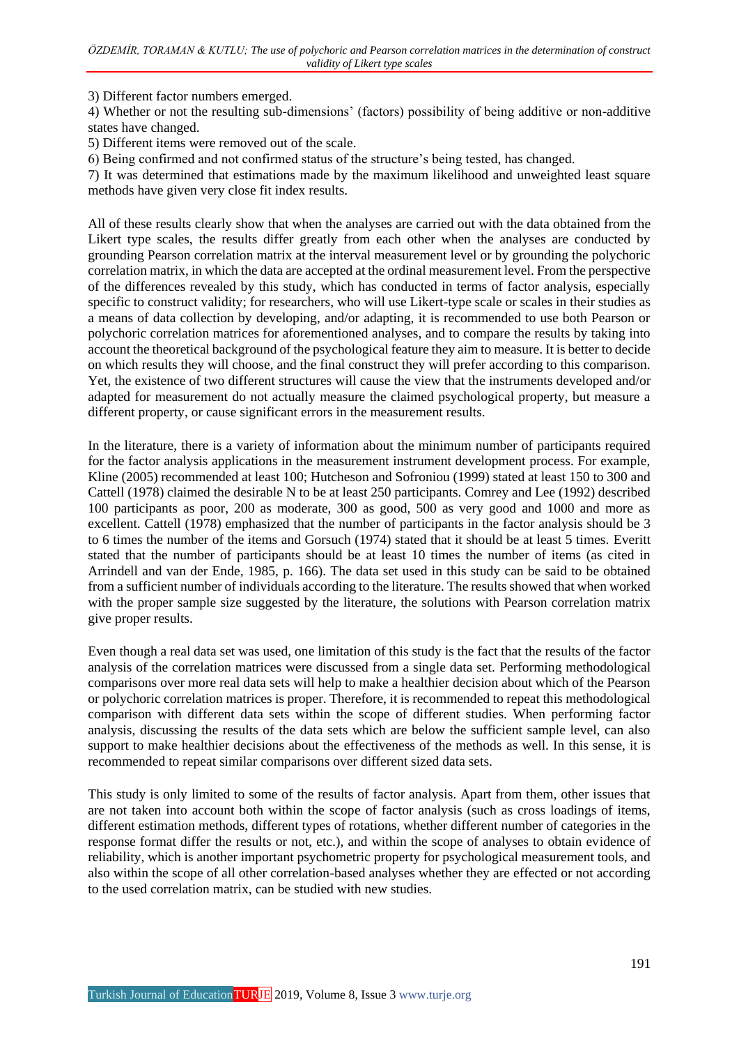3) Different factor numbers emerged.
4) Whether or not the resulting sub-dimensions' (factors) possibility of being additive or non-additive states have changed.
5) Different items were removed out of the scale.
6) Being confirmed and not confirmed status of the structure's being tested, has changed.
7) It was determined that estimations made by the maximum likelihood and unweighted least square methods have given very close fit index results.

All of these results clearly show that when the analyses are carried out with the data obtained from the Likert type scales, the results differ greatly from each other when the analyses are conducted by grounding Pearson correlation matrix at the interval measurement level or by grounding the polychoric correlation matrix, in which the data are accepted at the ordinal measurement level. From the perspective of the differences revealed by this study, which has conducted in terms of factor analysis, especially specific to construct validity; for researchers, who will use Likert-type scale or scales in their studies as a means of data collection by developing, and/or adapting, it is recommended to use both Pearson or polychoric correlation matrices for aforementioned analyses, and to compare the results by taking into account the theoretical background of the psychological feature they aim to measure. It is better to decide on which results they will choose, and the final construct they will prefer according to this comparison. Yet, the existence of two different structures will cause the view that the instruments developed and/or adapted for measurement do not actually measure the claimed psychological property, but measure a different property, or cause significant errors in the measurement results.

In the literature, there is a variety of information about the minimum number of participants required for the factor analysis applications in the measurement instrument development process. For example, Kline (2005) recommended at least 100; Hutcheson and Sofroniou (1999) stated at least 150 to 300 and Cattell (1978) claimed the desirable N to be at least 250 participants. Comrey and Lee (1992) described 100 participants as poor, 200 as moderate, 300 as good, 500 as very good and 1000 and more as excellent. Cattell (1978) emphasized that the number of participants in the factor analysis should be 3 to 6 times the number of the items and Gorsuch (1974) stated that it should be at least 5 times. Everitt stated that the number of participants should be at least 10 times the number of items (as cited in Arrindell and van der Ende, 1985, p. 166). The data set used in this study can be said to be obtained from a sufficient number of individuals according to the literature. The results showed that when worked with the proper sample size suggested by the literature, the solutions with Pearson correlation matrix give proper results.

Even though a real data set was used, one limitation of this study is the fact that the results of the factor analysis of the correlation matrices were discussed from a single data set. Performing methodological comparisons over more real data sets will help to make a healthier decision about which of the Pearson or polychoric correlation matrices is proper. Therefore, it is recommended to repeat this methodological comparison with different data sets within the scope of different studies. When performing factor analysis, discussing the results of the data sets which are below the sufficient sample level, can also support to make healthier decisions about the effectiveness of the methods as well. In this sense, it is recommended to repeat similar comparisons over different sized data sets.

This study is only limited to some of the results of factor analysis. Apart from them, other issues that are not taken into account both within the scope of factor analysis (such as cross loadings of items, different estimation methods, different types of rotations, whether different number of categories in the response format differ the results or not, etc.), and within the scope of analyses to obtain evidence of reliability, which is another important psychometric property for psychological measurement tools, and also within the scope of all other correlation-based analyses whether they are effected or not according to the used correlation matrix, can be studied with new studies.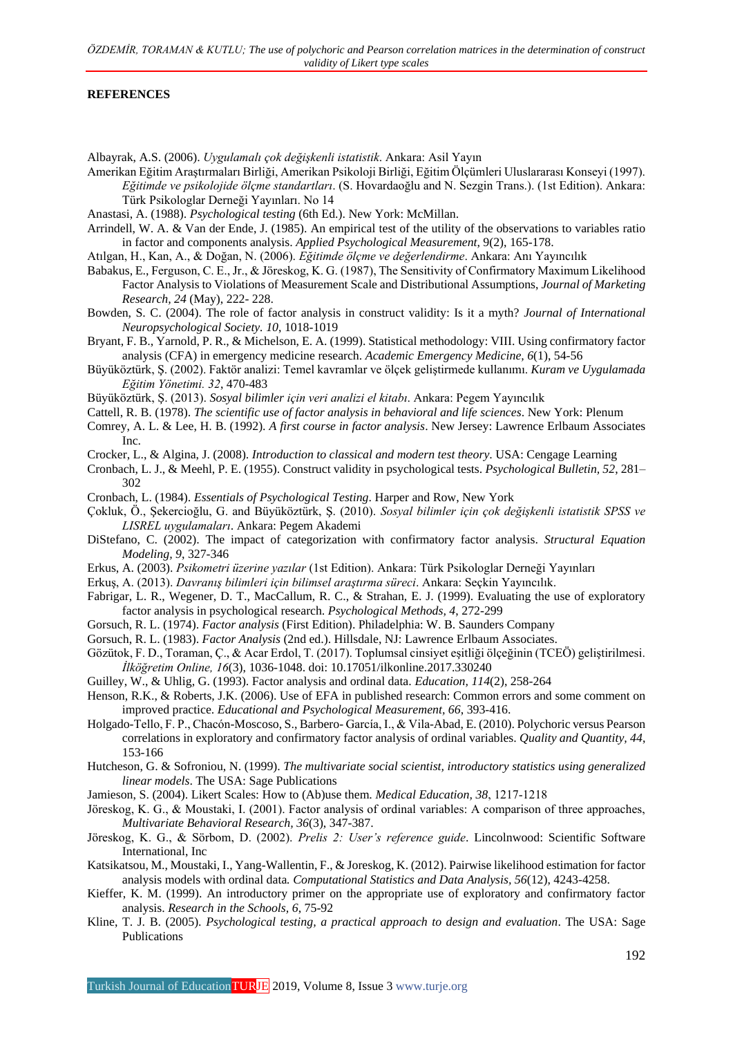**REFERENCES**

Albayrak, A.S. (2006). *Uygulamalı çok değişkenli istatistik*. Ankara: Asil Yayın

Amerikan Eğitim Araştırmaları Birliği, Amerikan Psikoloji Birliği, Eğitim Ölçümleri Uluslararası Konseyi (1997). *Eğitimde ve psikolojide ölçme standartları*. (S. Hovardaoğlu and N. Sezgin Trans.). (1st Edition). Ankara: Türk Psikologlar Derneği Yayınları. No 14

Anastasi, A. (1988). *Psychological testing* (6th Ed.). New York: McMillan.

Arrindell, W. A. & Van der Ende, J. (1985). An empirical test of the utility of the observations to variables ratio in factor and components analysis. *Applied Psychological Measurement*, 9(2), 165-178.

Atılgan, H., Kan, A., & Doğan, N. (2006). *Eğitimde ölçme ve değerlendirme*. Ankara: Anı Yayıncılık

Babakus, E., Ferguson, C. E., Jr., & Jöreskog, K. G. (1987), The Sensitivity of Confirmatory Maximum Likelihood Factor Analysis to Violations of Measurement Scale and Distributional Assumptions, *Journal of Marketing Research, 24* (May), 222- 228.

Bowden, S. C. (2004). The role of factor analysis in construct validity: Is it a myth? *Journal of International Neuropsychological Society. 10*, 1018-1019

Bryant, F. B., Yarnold, P. R., & Michelson, E. A. (1999). Statistical methodology: VIII. Using confirmatory factor analysis (CFA) in emergency medicine research. *Academic Emergency Medicine, 6*(1), 54-56

Büyüköztürk, Ş. (2002). Faktör analizi: Temel kavramlar ve ölçek geliştirmede kullanımı. *Kuram ve Uygulamada Eğitim Yönetimi. 32*, 470-483

Büyüköztürk, Ş. (2013). *Sosyal bilimler için veri analizi el kitabı*. Ankara: Pegem Yayıncılık

Cattell, R. B. (1978). *The scientific use of factor analysis in behavioral and life sciences*. New York: Plenum

Comrey, A. L. & Lee, H. B. (1992). *A first course in factor analysis*. New Jersey: Lawrence Erlbaum Associates Inc.

Crocker, L., & Algina, J. (2008). *Introduction to classical and modern test theory*. USA: Cengage Learning

Cronbach, L. J., & Meehl, P. E. (1955). Construct validity in psychological tests. *Psychological Bulletin, 52*, 281–302

Cronbach, L. (1984). *Essentials of Psychological Testing*. Harper and Row, New York

Çokluk, Ö., Şekercioğlu, G. and Büyüköztürk, Ş. (2010). *Sosyal bilimler için çok değişkenli istatistik SPSS ve LISREL uygulamaları*. Ankara: Pegem Akademi

DiStefano, C. (2002). The impact of categorization with confirmatory factor analysis. *Structural Equation Modeling, 9*, 327-346

Erkus, A. (2003). *Psikometri üzerine yazılar* (1st Edition). Ankara: Türk Psikologlar Derneği Yayınları

Erkuş, A. (2013). *Davranış bilimleri için bilimsel araştırma süreci*. Ankara: Seçkin Yayıncılık.

Fabrigar, L. R., Wegener, D. T., MacCallum, R. C., & Strahan, E. J. (1999). Evaluating the use of exploratory factor analysis in psychological research. *Psychological Methods, 4*, 272-299

Gorsuch, R. L. (1974). *Factor analysis* (First Edition). Philadelphia: W. B. Saunders Company

Gorsuch, R. L. (1983). *Factor Analysis* (2nd ed.). Hillsdale, NJ: Lawrence Erlbaum Associates.

Gözütok, F. D., Toraman, Ç., & Acar Erdol, T. (2017). Toplumsal cinsiyet eşitliği ölçeğinin (TCEÖ) geliştirilmesi. *İlköğretim Online, 16*(3), 1036-1048. doi: 10.17051/ilkonline.2017.330240

Guilley, W., & Uhlig, G. (1993). Factor analysis and ordinal data. *Education, 114*(2), 258-264

Henson, R.K., & Roberts, J.K. (2006). Use of EFA in published research: Common errors and some comment on improved practice. *Educational and Psychological Measurement, 66*, 393-416.

Holgado-Tello, F. P., Chacón-Moscoso, S., Barbero- García, I., & Vila-Abad, E. (2010). Polychoric versus Pearson correlations in exploratory and confirmatory factor analysis of ordinal variables. *Quality and Quantity, 44*, 153-166

Hutcheson, G. & Sofroniou, N. (1999). *The multivariate social scientist, introductory statistics using generalized linear models*. The USA: Sage Publications

Jamieson, S. (2004). Likert Scales: How to (Ab)use them. *Medical Education, 38*, 1217-1218

Jöreskog, K. G., & Moustaki, I. (2001). Factor analysis of ordinal variables: A comparison of three approaches, *Multivariate Behavioral Research, 36*(3), 347-387.

Jöreskog, K. G., & Sörbom, D. (2002). *Prelis 2: User's reference guide*. Lincolnwood: Scientific Software International, Inc

Katsikatsou, M., Moustaki, I., Yang-Wallentin, F., & Joreskog, K. (2012). Pairwise likelihood estimation for factor analysis models with ordinal data. *Computational Statistics and Data Analysis, 56*(12), 4243-4258.

Kieffer, K. M. (1999). An introductory primer on the appropriate use of exploratory and confirmatory factor analysis. *Research in the Schools, 6*, 75-92

Kline, T. J. B. (2005). *Psychological testing, a practical approach to design and evaluation*. The USA: Sage Publications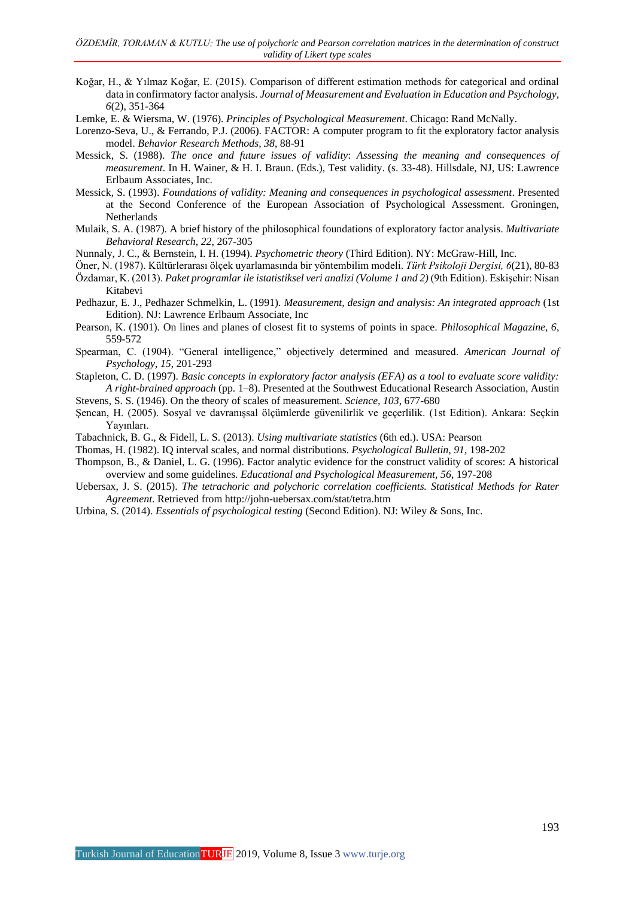Koğar, H., & Yılmaz Koğar, E. (2015). Comparison of different estimation methods for categorical and ordinal data in confirmatory factor analysis. *Journal of Measurement and Evaluation in Education and Psychology, 6*(2), 351-364

Lemke, E. & Wiersma, W. (1976). *Principles of Psychological Measurement*. Chicago: Rand McNally.

Lorenzo-Seva, U., & Ferrando, P.J. (2006). FACTOR: A computer program to fit the exploratory factor analysis model. *Behavior Research Methods, 38*, 88-91

Messick, S. (1988). *The once and future issues of validity*: *Assessing the meaning and consequences of measurement*. In H. Wainer, & H. I. Braun. (Eds.), Test validity. (s. 33-48). Hillsdale, NJ, US: Lawrence Erlbaum Associates, Inc.

Messick, S. (1993). *Foundations of validity: Meaning and consequences in psychological assessment*. Presented at the Second Conference of the European Association of Psychological Assessment. Groningen, Netherlands

Mulaik, S. A. (1987). A brief history of the philosophical foundations of exploratory factor analysis. *Multivariate Behavioral Research, 22*, 267-305

Nunnaly, J. C., & Bernstein, I. H. (1994). *Psychometric theory* (Third Edition). NY: McGraw-Hill, Inc.

Öner, N. (1987). Kültürlerarası ölçek uyarlamasında bir yöntembilim modeli. *Türk Psikoloji Dergisi, 6*(21), 80-83

Özdamar, K. (2013). *Paket programlar ile istatistiksel veri analizi (Volume 1 and 2)* (9th Edition). Eskişehir: Nisan Kitabevi

Pedhazur, E. J., Pedhazer Schmelkin, L. (1991). *Measurement, design and analysis: An integrated approach* (1st Edition). NJ: Lawrence Erlbaum Associate, Inc

Pearson, K. (1901). On lines and planes of closest fit to systems of points in space. *Philosophical Magazine, 6*, 559-572

Spearman, C. (1904). "General intelligence," objectively determined and measured. *American Journal of Psychology, 15*, 201-293

Stapleton, C. D. (1997). *Basic concepts in exploratory factor analysis (EFA) as a tool to evaluate score validity: A right-brained approach* (pp. 1–8). Presented at the Southwest Educational Research Association, Austin

Stevens, S. S. (1946). On the theory of scales of measurement. *Science, 103*, 677-680

Şencan, H. (2005). Sosyal ve davranışsal ölçümlerde güvenilirlik ve geçerlilik. (1st Edition). Ankara: Seçkin Yayınları.

Tabachnick, B. G., & Fidell, L. S. (2013). *Using multivariate statistics* (6th ed.). USA: Pearson

Thomas, H. (1982). IQ interval scales, and normal distributions. *Psychological Bulletin, 91*, 198-202

Thompson, B., & Daniel, L. G. (1996). Factor analytic evidence for the construct validity of scores: A historical overview and some guidelines. *Educational and Psychological Measurement, 56*, 197-208

Uebersax, J. S. (2015). *The tetrachoric and polychoric correlation coefficients. Statistical Methods for Rater Agreement*. Retrieved from http://john-uebersax.com/stat/tetra.htm

Urbina, S. (2014). *Essentials of psychological testing* (Second Edition). NJ: Wiley & Sons, Inc.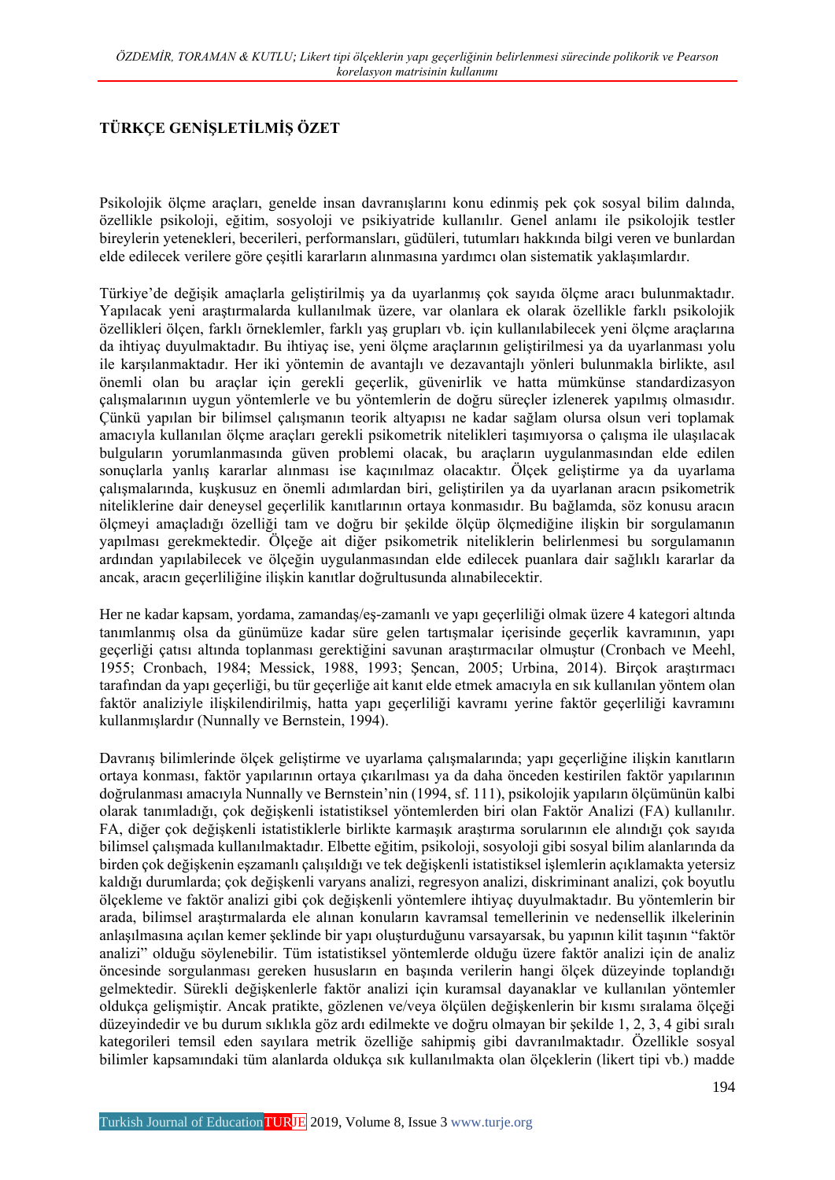## TÜRKÇE GENİŞLETİLMİŞ ÖZET

Psikolojik ölçme araçları, genelde insan davranışlarını konu edinmiş pek çok sosyal bilim dalında, özellikle psikoloji, eğitim, sosyoloji ve psikiyatride kullanılır. Genel anlamı ile psikolojik testler bireylerin yetenekleri, becerileri, performansları, güdüleri, tutumları hakkında bilgi veren ve bunlardan elde edilecek verilere göre çeşitli kararların alınmasına yardımcı olan sistematik yaklaşımlardır.

Türkiye'de değişik amaçlarla geliştirilmiş ya da uyarlanmış çok sayıda ölçme aracı bulunmaktadır. Yapılacak yeni araştırmalarda kullanılmak üzere, var olanlara ek olarak özellikle farklı psikolojik özellikleri ölçen, farklı örneklemler, farklı yaş grupları vb. için kullanılabilecek yeni ölçme araçlarına da ihtiyaç duyulmaktadır. Bu ihtiyaç ise, yeni ölçme araçlarının geliştirilmesi ya da uyarlanması yolu ile karşılanmaktadır. Her iki yöntemin de avantajlı ve dezavantajlı yönleri bulunmakla birlikte, asıl önemli olan bu araçlar için gerekli geçerlik, güvenirlik ve hatta mümkünse standardizasyon çalışmalarının uygun yöntemlerle ve bu yöntemlerin de doğru süreçler izlenerek yapılmış olmasıdır. Çünkü yapılan bir bilimsel çalışmanın teorik altyapısı ne kadar sağlam olursa olsun veri toplamak amacıyla kullanılan ölçme araçları gerekli psikometrik nitelikleri taşımıyorsa o çalışma ile ulaşılacak bulguların yorumlanmasında güven problemi olacak, bu araçların uygulanmasından elde edilen sonuçlarla yanlış kararlar alınması ise kaçınılmaz olacaktır. Ölçek geliştirme ya da uyarlama çalışmalarında, kuşkusuz en önemli adımlardan biri, geliştirilen ya da uyarlanan aracın psikometrik niteliklerine dair deneysel geçerlilik kanıtlarının ortaya konmasıdır. Bu bağlamda, söz konusu aracın ölçmeyi amaçladığı özelliği tam ve doğru bir şekilde ölçüp ölçmediğine ilişkin bir sorgulamanın yapılması gerekmektedir. Ölçeğe ait diğer psikometrik niteliklerin belirlenmesi bu sorgulamanın ardından yapılabilecek ve ölçeğin uygulanmasından elde edilecek puanlara dair sağlıklı kararlar da ancak, aracın geçerliliğine ilişkin kanıtlar doğrultusunda alınabilecektir.

Her ne kadar kapsam, yordama, zamandaş/eş-zamanlı ve yapı geçerliliği olmak üzere 4 kategori altında tanımlanmış olsa da günümüze kadar süre gelen tartışmalar içerisinde geçerlik kavramının, yapı geçerliği çatısı altında toplanması gerektiğini savunan araştırmacılar olmuştur (Cronbach ve Meehl, 1955; Cronbach, 1984; Messick, 1988, 1993; Şencan, 2005; Urbina, 2014). Birçok araştırmacı tarafından da yapı geçerliği, bu tür geçerliğe ait kanıt elde etmek amacıyla en sık kullanılan yöntem olan faktör analiziyle ilişkilendirilmiş, hatta yapı geçerliliği kavramı yerine faktör geçerliliği kavramını kullanmışlardır (Nunnally ve Bernstein, 1994).

Davranış bilimlerinde ölçek geliştirme ve uyarlama çalışmalarında; yapı geçerliğine ilişkin kanıtların ortaya konması, faktör yapılarının ortaya çıkarılması ya da daha önceden kestirilen faktör yapılarının doğrulanması amacıyla Nunnally ve Bernstein'nin (1994, sf. 111), psikolojik yapıların ölçümünün kalbi olarak tanımladığı, çok değişkenli istatistiksel yöntemlerden biri olan Faktör Analizi (FA) kullanılır. FA, diğer çok değişkenli istatistiklerle birlikte karmaşık araştırma sorularının ele alındığı çok sayıda bilimsel çalışmada kullanılmaktadır. Elbette eğitim, psikoloji, sosyoloji gibi sosyal bilim alanlarında da birden çok değişkenin eşzamanlı çalışıldığı ve tek değişkenli istatistiksel işlemlerin açıklamakta yetersiz kaldığı durumlarda; çok değişkenli varyans analizi, regresyon analizi, diskriminant analizi, çok boyutlu ölçekleme ve faktör analizi gibi çok değişkenli yöntemlere ihtiyaç duyulmaktadır. Bu yöntemlerin bir arada, bilimsel araştırmalarda ele alınan konuların kavramsal temellerinin ve nedensellik ilkelerinin anlaşılmasına açılan kemer şeklinde bir yapı oluşturduğunu varsayarsak, bu yapının kilit taşının "faktör analizi" olduğu söylenebilir. Tüm istatistiksel yöntemlerde olduğu üzere faktör analizi için de analiz öncesinde sorgulanması gereken hususların en başında verilerin hangi ölçek düzeyinde toplandığı gelmektedir. Sürekli değişkenlerle faktör analizi için kuramsal dayanaklar ve kullanılan yöntemler oldukça gelişmiştir. Ancak pratikte, gözlenen ve/veya ölçülen değişkenlerin bir kısmı sıralama ölçeği düzeyindedir ve bu durum sıklıkla göz ardı edilmekte ve doğru olmayan bir şekilde 1, 2, 3, 4 gibi sıralı kategorileri temsil eden sayılara metrik özelliğe sahipmiş gibi davranılmaktadır. Özellikle sosyal bilimler kapsamındaki tüm alanlarda oldukça sık kullanılmakta olan ölçeklerin (likert tipi vb.) madde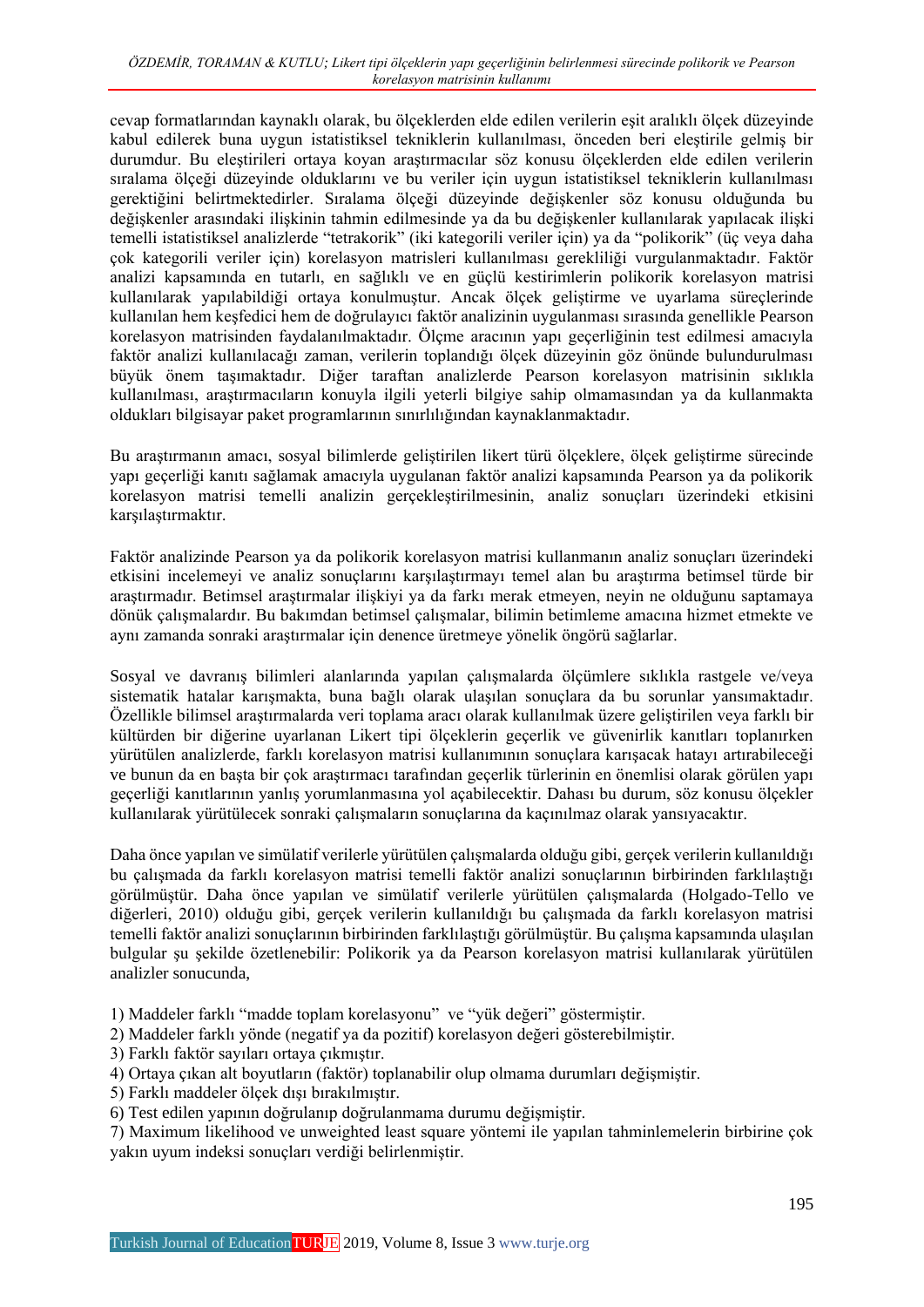cevap formatlarından kaynaklı olarak, bu ölçeklerden elde edilen verilerin eşit aralıklı ölçek düzeyinde kabul edilerek buna uygun istatistiksel tekniklerin kullanılması, önceden beri eleştirile gelmiş bir durumdur. Bu eleştirileri ortaya koyan araştırmacılar söz konusu ölçeklerden elde edilen verilerin sıralama ölçeği düzeyinde olduklarını ve bu veriler için uygun istatistiksel tekniklerin kullanılması gerektiğini belirtmektedirler. Sıralama ölçeği düzeyinde değişkenler söz konusu olduğunda bu değişkenler arasındaki ilişkinin tahmin edilmesinde ya da bu değişkenler kullanılarak yapılacak ilişki temelli istatistiksel analizlerde "tetrakorik" (iki kategorili veriler için) ya da "polikorik" (üç veya daha çok kategorili veriler için) korelasyon matrisleri kullanılması gerekliliği vurgulanmaktadır. Faktör analizi kapsamında en tutarlı, en sağlıklı ve en güçlü kestirimlerin polikorik korelasyon matrisi kullanılarak yapılabildiği ortaya konulmuştur. Ancak ölçek geliştirme ve uyarlama süreçlerinde kullanılan hem keşfedici hem de doğrulayıcı faktör analizinin uygulanması sırasında genellikle Pearson korelasyon matrisinden faydalanılmaktadır. Ölçme aracının yapı geçerliğinin test edilmesi amacıyla faktör analizi kullanılacağı zaman, verilerin toplandığı ölçek düzeyinin göz önünde bulundurulması büyük önem taşımaktadır. Diğer taraftan analizlerde Pearson korelasyon matrisinin sıklıkla kullanılması, araştırmacıların konuyla ilgili yeterli bilgiye sahip olmamasından ya da kullanmakta oldukları bilgisayar paket programlarının sınırlılığından kaynaklanmaktadır.

Bu araştırmanın amacı, sosyal bilimlerde geliştirilen likert türü ölçeklere, ölçek geliştirme sürecinde yapı geçerliği kanıtı sağlamak amacıyla uygulanan faktör analizi kapsamında Pearson ya da polikorik korelasyon matrisi temelli analizin gerçekleştirilmesinin, analiz sonuçları üzerindeki etkisini karşılaştırmaktır.

Faktör analizinde Pearson ya da polikorik korelasyon matrisi kullanmanın analiz sonuçları üzerindeki etkisini incelemeyi ve analiz sonuçlarını karşılaştırmayı temel alan bu araştırma betimsel türde bir araştırmadır. Betimsel araştırmalar ilişkiyi ya da farkı merak etmeyen, neyin ne olduğunu saptamaya dönük çalışmalardır. Bu bakımdan betimsel çalışmalar, bilimin betimleme amacına hizmet etmekte ve aynı zamanda sonraki araştırmalar için denence üretmeye yönelik öngörü sağlarlar.

Sosyal ve davranış bilimleri alanlarında yapılan çalışmalarda ölçümlere sıklıkla rastgele ve/veya sistematik hatalar karışmakta, buna bağlı olarak ulaşılan sonuçlara da bu sorunlar yansımaktadır. Özellikle bilimsel araştırmalarda veri toplama aracı olarak kullanılmak üzere geliştirilen veya farklı bir kültürden bir diğerine uyarlanan Likert tipi ölçeklerin geçerlik ve güvenirlik kanıtları toplanırken yürütülen analizlerde, farklı korelasyon matrisi kullanımının sonuçlara karışacak hatayı artırabileceği ve bunun da en başta bir çok araştırmacı tarafından geçerlik türlerinin en önemlisi olarak görülen yapı geçerliği kanıtlarının yanlış yorumlanmasına yol açabilecektir. Dahası bu durum, söz konusu ölçekler kullanılarak yürütülecek sonraki çalışmaların sonuçlarına da kaçınılmaz olarak yansıyacaktır.

Daha önce yapılan ve simülatif verilerle yürütülen çalışmalarda olduğu gibi, gerçek verilerin kullanıldığı bu çalışmada da farklı korelasyon matrisi temelli faktör analizi sonuçlarının birbirinden farklılaştığı görülmüştür. Daha önce yapılan ve simülatif verilerle yürütülen çalışmalarda (Holgado-Tello ve diğerleri, 2010) olduğu gibi, gerçek verilerin kullanıldığı bu çalışmada da farklı korelasyon matrisi temelli faktör analizi sonuçlarının birbirinden farklılaştığı görülmüştür. Bu çalışma kapsamında ulaşılan bulgular şu şekilde özetlenebilir: Polikorik ya da Pearson korelasyon matrisi kullanılarak yürütülen analizler sonucunda,

1) Maddeler farklı "madde toplam korelasyonu" ve "yük değeri" göstermiştir.
2) Maddeler farklı yönde (negatif ya da pozitif) korelasyon değeri gösterebilmiştir.
3) Farklı faktör sayıları ortaya çıkmıştır.
4) Ortaya çıkan alt boyutların (faktör) toplanabilir olup olmama durumları değişmiştir.
5) Farklı maddeler ölçek dışı bırakılmıştır.
6) Test edilen yapının doğrulanıp doğrulanmama durumu değişmiştir.
7) Maximum likelihood ve unweighted least square yöntemi ile yapılan tahminlemelerin birbirine çok yakın uyum indeksi sonuçları verdiği belirlenmiştir.